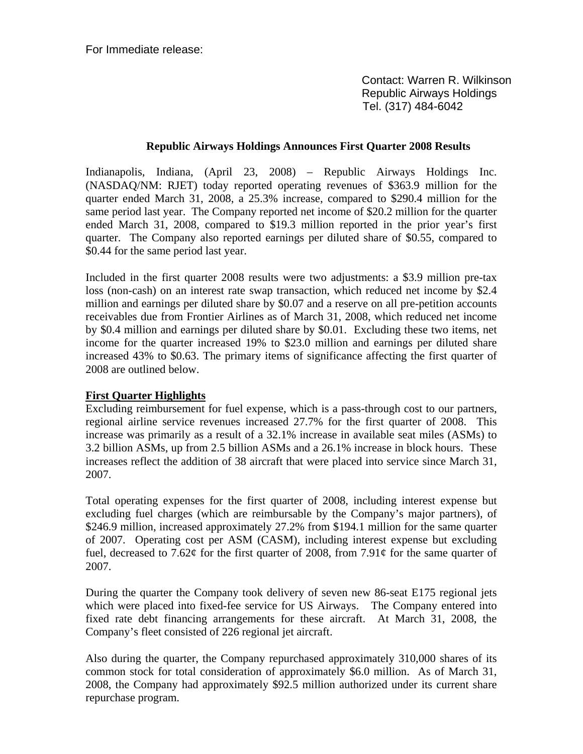For Immediate release:

Contact: Warren R. Wilkinson
Republic Airways Holdings
Tel. (317) 484-6042

**Republic Airways Holdings Announces First Quarter 2008 Results**

Indianapolis, Indiana, (April 23, 2008) – Republic Airways Holdings Inc. (NASDAQ/NM: RJET) today reported operating revenues of $363.9 million for the quarter ended March 31, 2008, a 25.3% increase, compared to $290.4 million for the same period last year. The Company reported net income of $20.2 million for the quarter ended March 31, 2008, compared to $19.3 million reported in the prior year's first quarter. The Company also reported earnings per diluted share of $0.55, compared to $0.44 for the same period last year.

Included in the first quarter 2008 results were two adjustments: a $3.9 million pre-tax loss (non-cash) on an interest rate swap transaction, which reduced net income by $2.4 million and earnings per diluted share by $0.07 and a reserve on all pre-petition accounts receivables due from Frontier Airlines as of March 31, 2008, which reduced net income by $0.4 million and earnings per diluted share by $0.01. Excluding these two items, net income for the quarter increased 19% to $23.0 million and earnings per diluted share increased 43% to $0.63. The primary items of significance affecting the first quarter of 2008 are outlined below.

**First Quarter Highlights**

Excluding reimbursement for fuel expense, which is a pass-through cost to our partners, regional airline service revenues increased 27.7% for the first quarter of 2008. This increase was primarily as a result of a 32.1% increase in available seat miles (ASMs) to 3.2 billion ASMs, up from 2.5 billion ASMs and a 26.1% increase in block hours. These increases reflect the addition of 38 aircraft that were placed into service since March 31, 2007.

Total operating expenses for the first quarter of 2008, including interest expense but excluding fuel charges (which are reimbursable by the Company's major partners), of $246.9 million, increased approximately 27.2% from $194.1 million for the same quarter of 2007. Operating cost per ASM (CASM), including interest expense but excluding fuel, decreased to 7.62¢ for the first quarter of 2008, from 7.91¢ for the same quarter of 2007.

During the quarter the Company took delivery of seven new 86-seat E175 regional jets which were placed into fixed-fee service for US Airways. The Company entered into fixed rate debt financing arrangements for these aircraft. At March 31, 2008, the Company's fleet consisted of 226 regional jet aircraft.

Also during the quarter, the Company repurchased approximately 310,000 shares of its common stock for total consideration of approximately $6.0 million. As of March 31, 2008, the Company had approximately $92.5 million authorized under its current share repurchase program.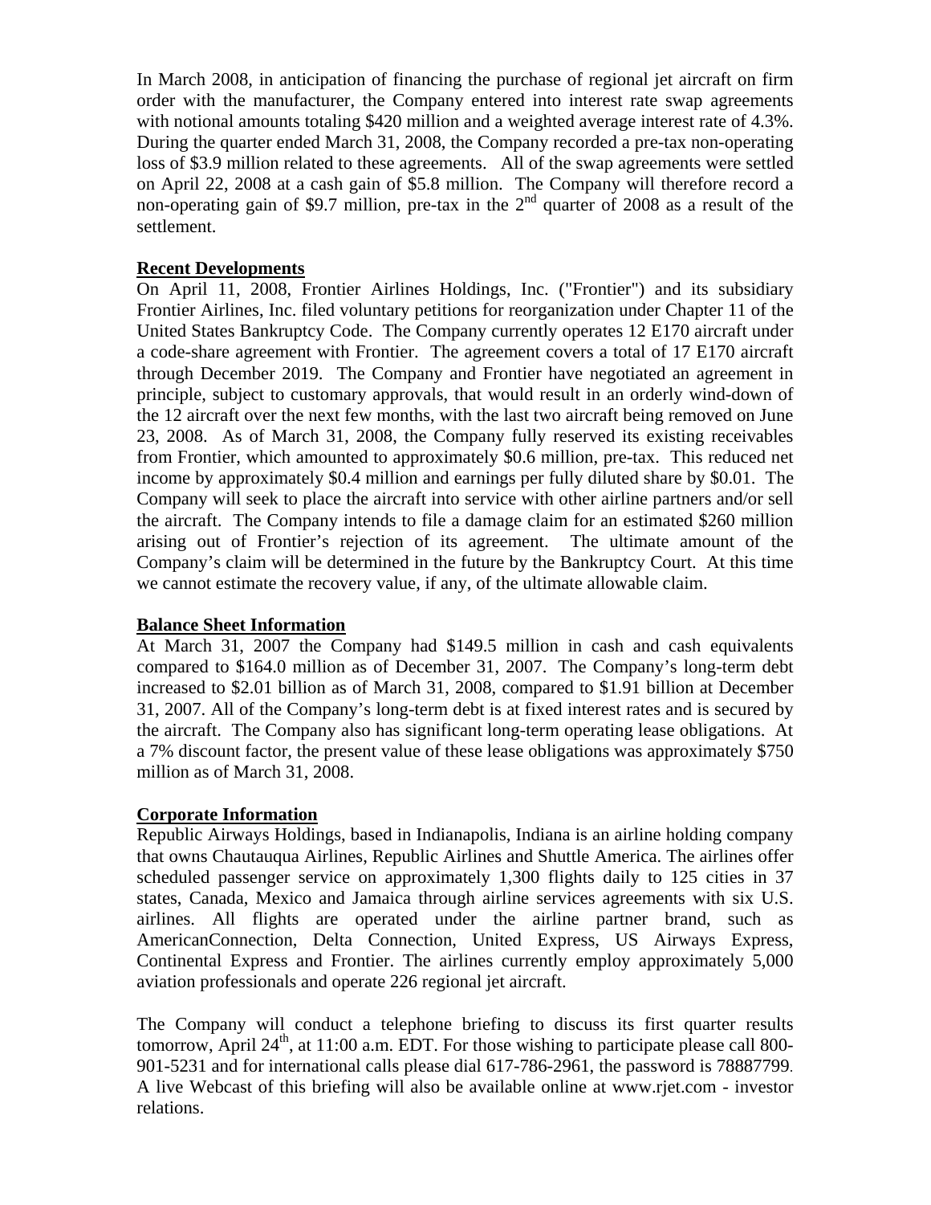In March 2008, in anticipation of financing the purchase of regional jet aircraft on firm order with the manufacturer, the Company entered into interest rate swap agreements with notional amounts totaling $420 million and a weighted average interest rate of 4.3%. During the quarter ended March 31, 2008, the Company recorded a pre-tax non-operating loss of $3.9 million related to these agreements. All of the swap agreements were settled on April 22, 2008 at a cash gain of $5.8 million. The Company will therefore record a non-operating gain of $9.7 million, pre-tax in the 2nd quarter of 2008 as a result of the settlement.

**Recent Developments**

On April 11, 2008, Frontier Airlines Holdings, Inc. ("Frontier") and its subsidiary Frontier Airlines, Inc. filed voluntary petitions for reorganization under Chapter 11 of the United States Bankruptcy Code. The Company currently operates 12 E170 aircraft under a code-share agreement with Frontier. The agreement covers a total of 17 E170 aircraft through December 2019. The Company and Frontier have negotiated an agreement in principle, subject to customary approvals, that would result in an orderly wind-down of the 12 aircraft over the next few months, with the last two aircraft being removed on June 23, 2008. As of March 31, 2008, the Company fully reserved its existing receivables from Frontier, which amounted to approximately $0.6 million, pre-tax. This reduced net income by approximately $0.4 million and earnings per fully diluted share by $0.01. The Company will seek to place the aircraft into service with other airline partners and/or sell the aircraft. The Company intends to file a damage claim for an estimated $260 million arising out of Frontier's rejection of its agreement. The ultimate amount of the Company's claim will be determined in the future by the Bankruptcy Court. At this time we cannot estimate the recovery value, if any, of the ultimate allowable claim.

**Balance Sheet Information**

At March 31, 2007 the Company had $149.5 million in cash and cash equivalents compared to $164.0 million as of December 31, 2007. The Company's long-term debt increased to $2.01 billion as of March 31, 2008, compared to $1.91 billion at December 31, 2007. All of the Company's long-term debt is at fixed interest rates and is secured by the aircraft. The Company also has significant long-term operating lease obligations. At a 7% discount factor, the present value of these lease obligations was approximately $750 million as of March 31, 2008.

**Corporate Information**

Republic Airways Holdings, based in Indianapolis, Indiana is an airline holding company that owns Chautauqua Airlines, Republic Airlines and Shuttle America. The airlines offer scheduled passenger service on approximately 1,300 flights daily to 125 cities in 37 states, Canada, Mexico and Jamaica through airline services agreements with six U.S. airlines. All flights are operated under the airline partner brand, such as AmericanConnection, Delta Connection, United Express, US Airways Express, Continental Express and Frontier. The airlines currently employ approximately 5,000 aviation professionals and operate 226 regional jet aircraft.

The Company will conduct a telephone briefing to discuss its first quarter results tomorrow, April 24th, at 11:00 a.m. EDT. For those wishing to participate please call 800-901-5231 and for international calls please dial 617-786-2961, the password is 78887799. A live Webcast of this briefing will also be available online at www.rjet.com - investor relations.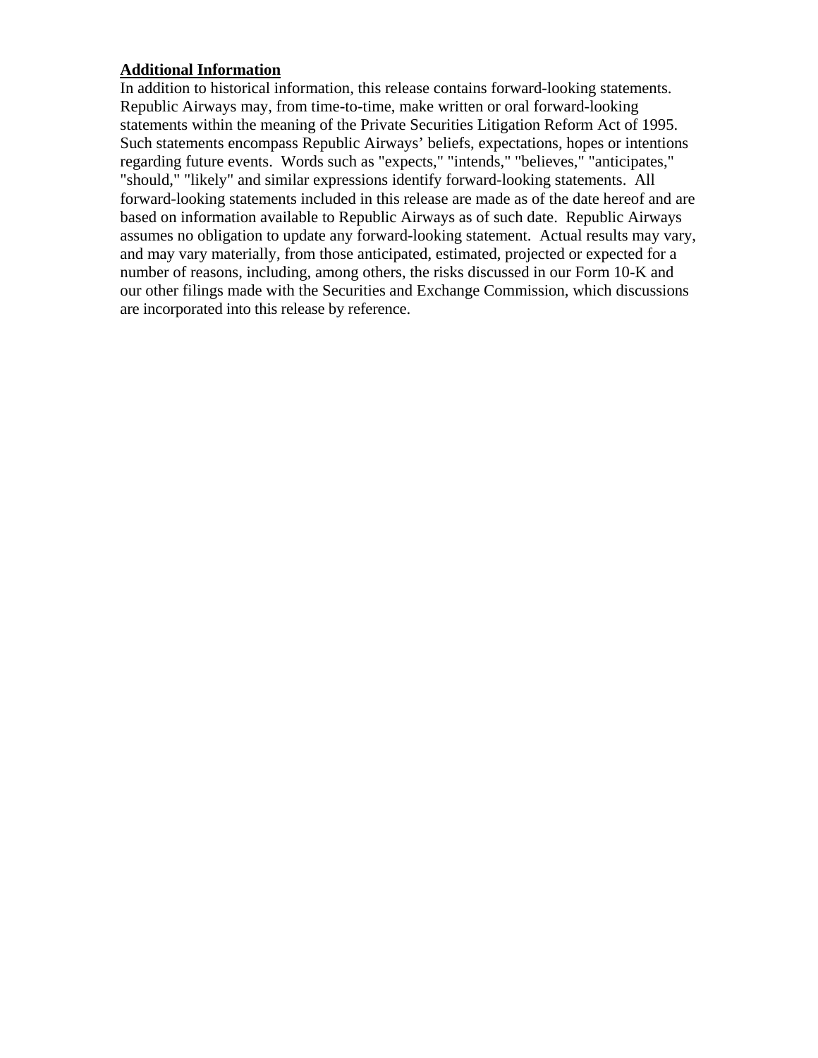**Additional Information**

In addition to historical information, this release contains forward-looking statements. Republic Airways may, from time-to-time, make written or oral forward-looking statements within the meaning of the Private Securities Litigation Reform Act of 1995. Such statements encompass Republic Airways' beliefs, expectations, hopes or intentions regarding future events. Words such as "expects," "intends," "believes," "anticipates," "should," "likely" and similar expressions identify forward-looking statements. All forward-looking statements included in this release are made as of the date hereof and are based on information available to Republic Airways as of such date. Republic Airways assumes no obligation to update any forward-looking statement. Actual results may vary, and may vary materially, from those anticipated, estimated, projected or expected for a number of reasons, including, among others, the risks discussed in our Form 10-K and our other filings made with the Securities and Exchange Commission, which discussions are incorporated into this release by reference.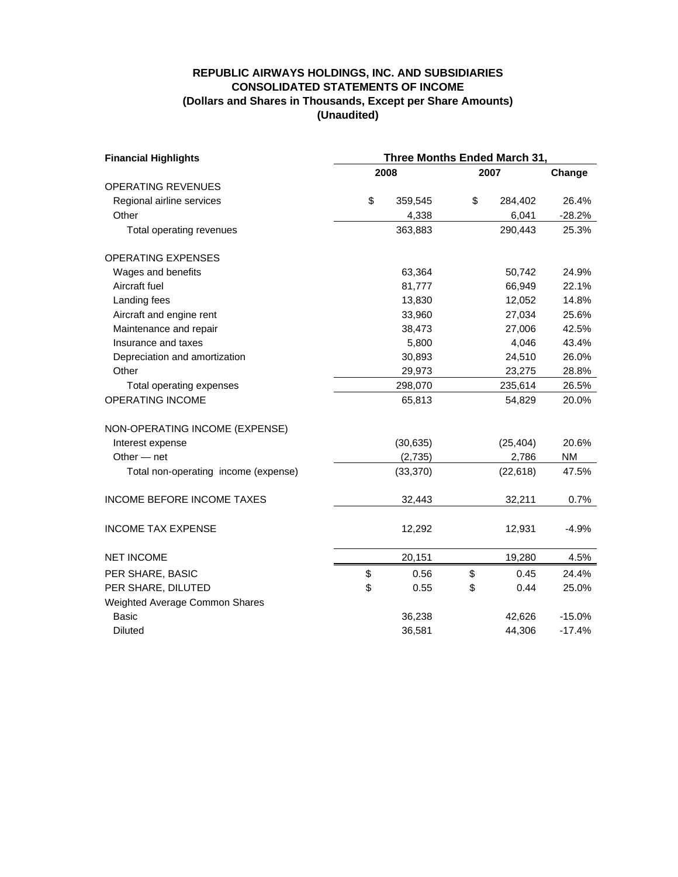**REPUBLIC AIRWAYS HOLDINGS, INC. AND SUBSIDIARIES**
**CONSOLIDATED STATEMENTS OF INCOME**
**(Dollars and Shares in Thousands, Except per Share Amounts)**
**(Unaudited)**

| Financial Highlights | Three Months Ended March 31, | | |
|---|---|---|---|
| | 2008 | 2007 | Change |
| OPERATING REVENUES | | | |
| Regional airline services | $ 359,545 | $ 284,402 | 26.4% |
| Other | 4,338 | 6,041 | -28.2% |
| Total operating revenues | 363,883 | 290,443 | 25.3% |
| OPERATING EXPENSES | | | |
| Wages and benefits | 63,364 | 50,742 | 24.9% |
| Aircraft fuel | 81,777 | 66,949 | 22.1% |
| Landing fees | 13,830 | 12,052 | 14.8% |
| Aircraft and engine rent | 33,960 | 27,034 | 25.6% |
| Maintenance and repair | 38,473 | 27,006 | 42.5% |
| Insurance and taxes | 5,800 | 4,046 | 43.4% |
| Depreciation and amortization | 30,893 | 24,510 | 26.0% |
| Other | 29,973 | 23,275 | 28.8% |
| Total operating expenses | 298,070 | 235,614 | 26.5% |
| OPERATING INCOME | 65,813 | 54,829 | 20.0% |
| NON-OPERATING INCOME (EXPENSE) | | | |
| Interest expense | (30,635) | (25,404) | 20.6% |
| Other — net | (2,735) | 2,786 | NM |
| Total non-operating income (expense) | (33,370) | (22,618) | 47.5% |
| INCOME BEFORE INCOME TAXES | 32,443 | 32,211 | 0.7% |
| INCOME TAX EXPENSE | 12,292 | 12,931 | -4.9% |
| NET INCOME | 20,151 | 19,280 | 4.5% |
| PER SHARE, BASIC | $ 0.56 | $ 0.45 | 24.4% |
| PER SHARE, DILUTED | $ 0.55 | $ 0.44 | 25.0% |
| Weighted Average Common Shares | | | |
| Basic | 36,238 | 42,626 | -15.0% |
| Diluted | 36,581 | 44,306 | -17.4% |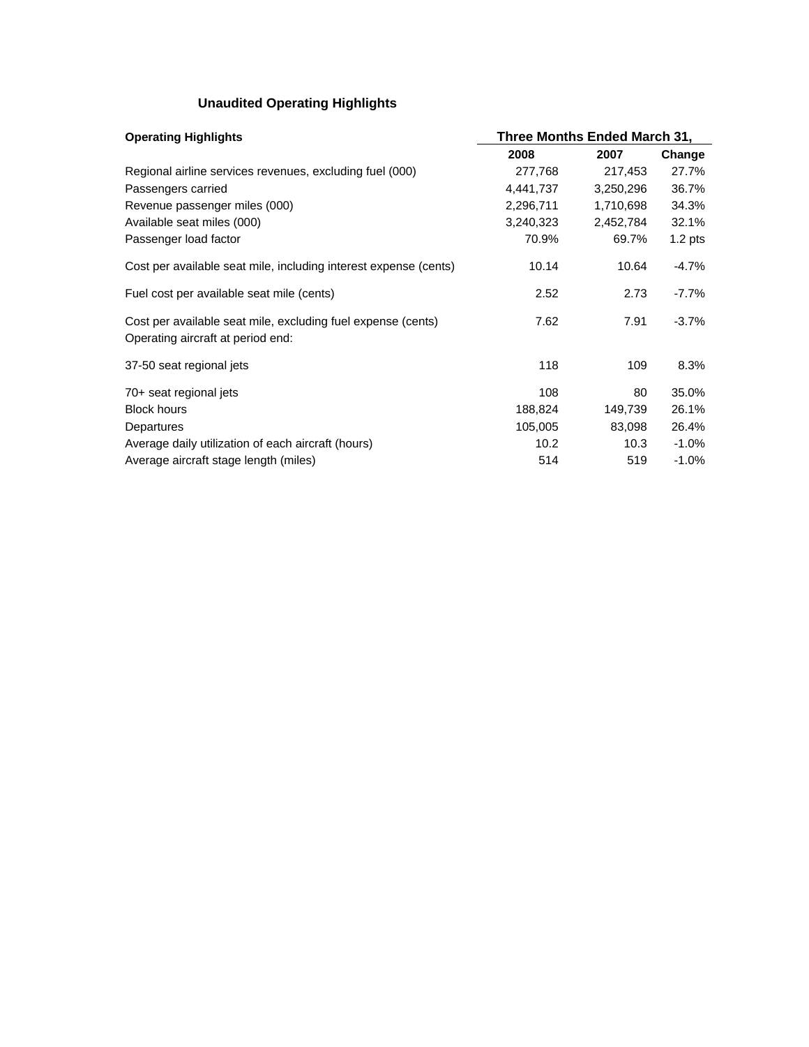## Unaudited Operating Highlights

| Operating Highlights | Three Months Ended March 31, | | |
|---|---|---|---|
| | 2008 | 2007 | Change |
| Regional airline services revenues, excluding fuel (000) | 277,768 | 217,453 | 27.7% |
| Passengers carried | 4,441,737 | 3,250,296 | 36.7% |
| Revenue passenger miles (000) | 2,296,711 | 1,710,698 | 34.3% |
| Available seat miles (000) | 3,240,323 | 2,452,784 | 32.1% |
| Passenger load factor | 70.9% | 69.7% | 1.2 pts |
| Cost per available seat mile, including interest expense (cents) | 10.14 | 10.64 | -4.7% |
| Fuel cost per available seat mile (cents) | 2.52 | 2.73 | -7.7% |
| Cost per available seat mile, excluding fuel expense (cents) | 7.62 | 7.91 | -3.7% |
| Operating aircraft at period end: | | | |
| 37-50 seat regional jets | 118 | 109 | 8.3% |
| 70+ seat regional jets | 108 | 80 | 35.0% |
| Block hours | 188,824 | 149,739 | 26.1% |
| Departures | 105,005 | 83,098 | 26.4% |
| Average daily utilization of each aircraft (hours) | 10.2 | 10.3 | -1.0% |
| Average aircraft stage length (miles) | 514 | 519 | -1.0% |